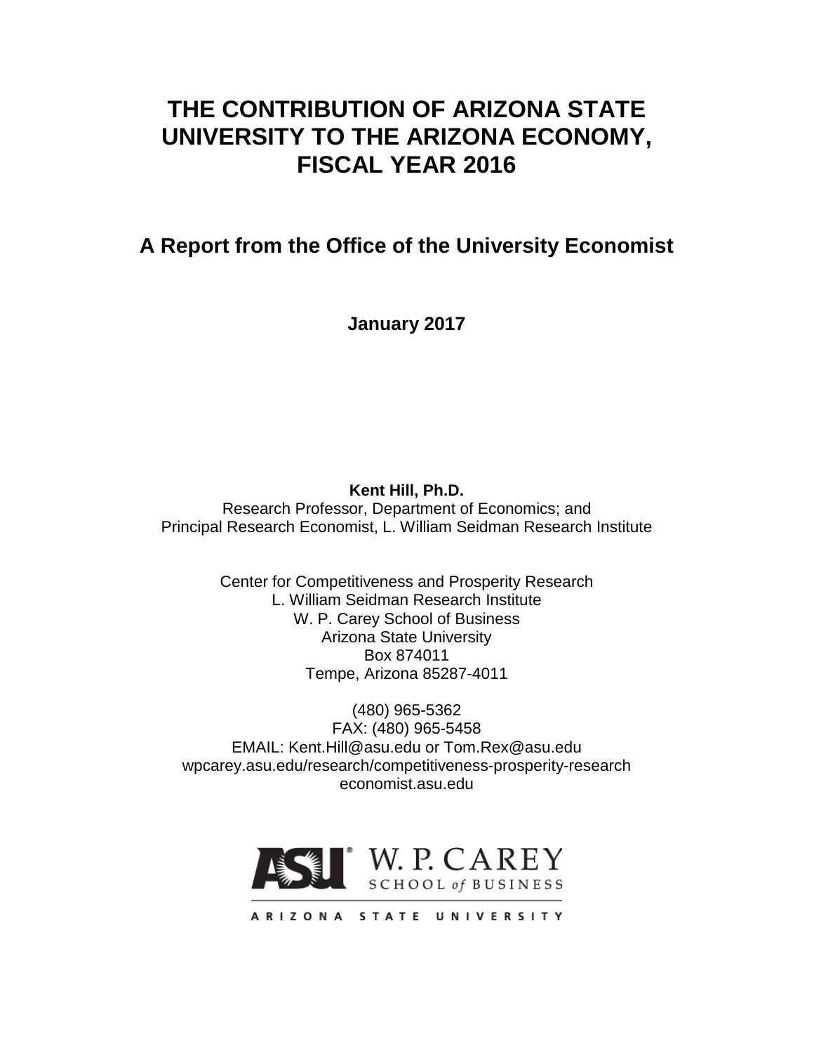# THE CONTRIBUTION OF ARIZONA STATE UNIVERSITY TO THE ARIZONA ECONOMY, FISCAL YEAR 2016

## A Report from the Office of the University Economist

**January 2017**

**Kent Hill, Ph.D.**
Research Professor, Department of Economics; and
Principal Research Economist, L. William Seidman Research Institute

Center for Competitiveness and Prosperity Research
L. William Seidman Research Institute
W. P. Carey School of Business
Arizona State University
Box 874011
Tempe, Arizona 85287-4011

(480) 965-5362
FAX: (480) 965-5458
EMAIL: Kent.Hill@asu.edu or Tom.Rex@asu.edu
wpcarey.asu.edu/research/competitiveness-prosperity-research
economist.asu.edu

ASU W. P. CAREY SCHOOL of BUSINESS
ARIZONA STATE UNIVERSITY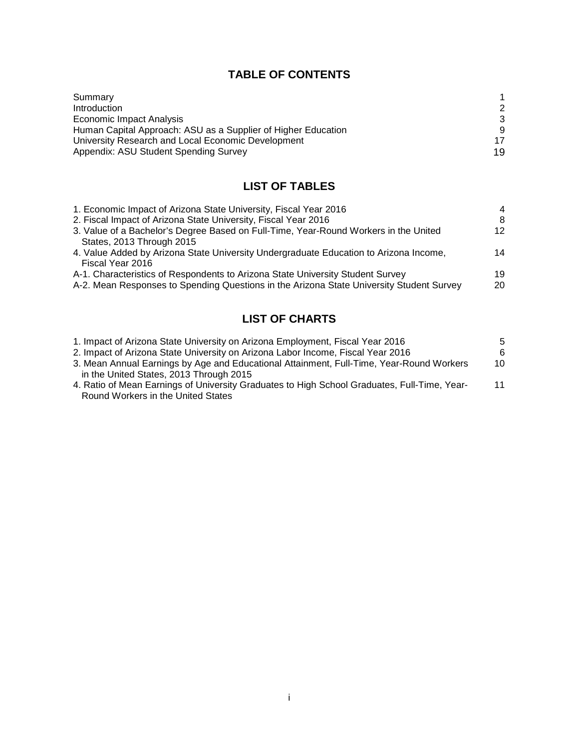## TABLE OF CONTENTS

| | |
|---|---|
| Summary | 1 |
| Introduction | 2 |
| Economic Impact Analysis | 3 |
| Human Capital Approach: ASU as a Supplier of Higher Education | 9 |
| University Research and Local Economic Development | 17 |
| Appendix: ASU Student Spending Survey | 19 |

## LIST OF TABLES

| | |
|---|---|
| 1. Economic Impact of Arizona State University, Fiscal Year 2016 | 4 |
| 2. Fiscal Impact of Arizona State University, Fiscal Year 2016 | 8 |
| 3. Value of a Bachelor's Degree Based on Full-Time, Year-Round Workers in the United States, 2013 Through 2015 | 12 |
| 4. Value Added by Arizona State University Undergraduate Education to Arizona Income, Fiscal Year 2016 | 14 |
| A-1. Characteristics of Respondents to Arizona State University Student Survey | 19 |
| A-2. Mean Responses to Spending Questions in the Arizona State University Student Survey | 20 |

## LIST OF CHARTS

| | |
|---|---|
| 1. Impact of Arizona State University on Arizona Employment, Fiscal Year 2016 | 5 |
| 2. Impact of Arizona State University on Arizona Labor Income, Fiscal Year 2016 | 6 |
| 3. Mean Annual Earnings by Age and Educational Attainment, Full-Time, Year-Round Workers in the United States, 2013 Through 2015 | 10 |
| 4. Ratio of Mean Earnings of University Graduates to High School Graduates, Full-Time, Year-Round Workers in the United States | 11 |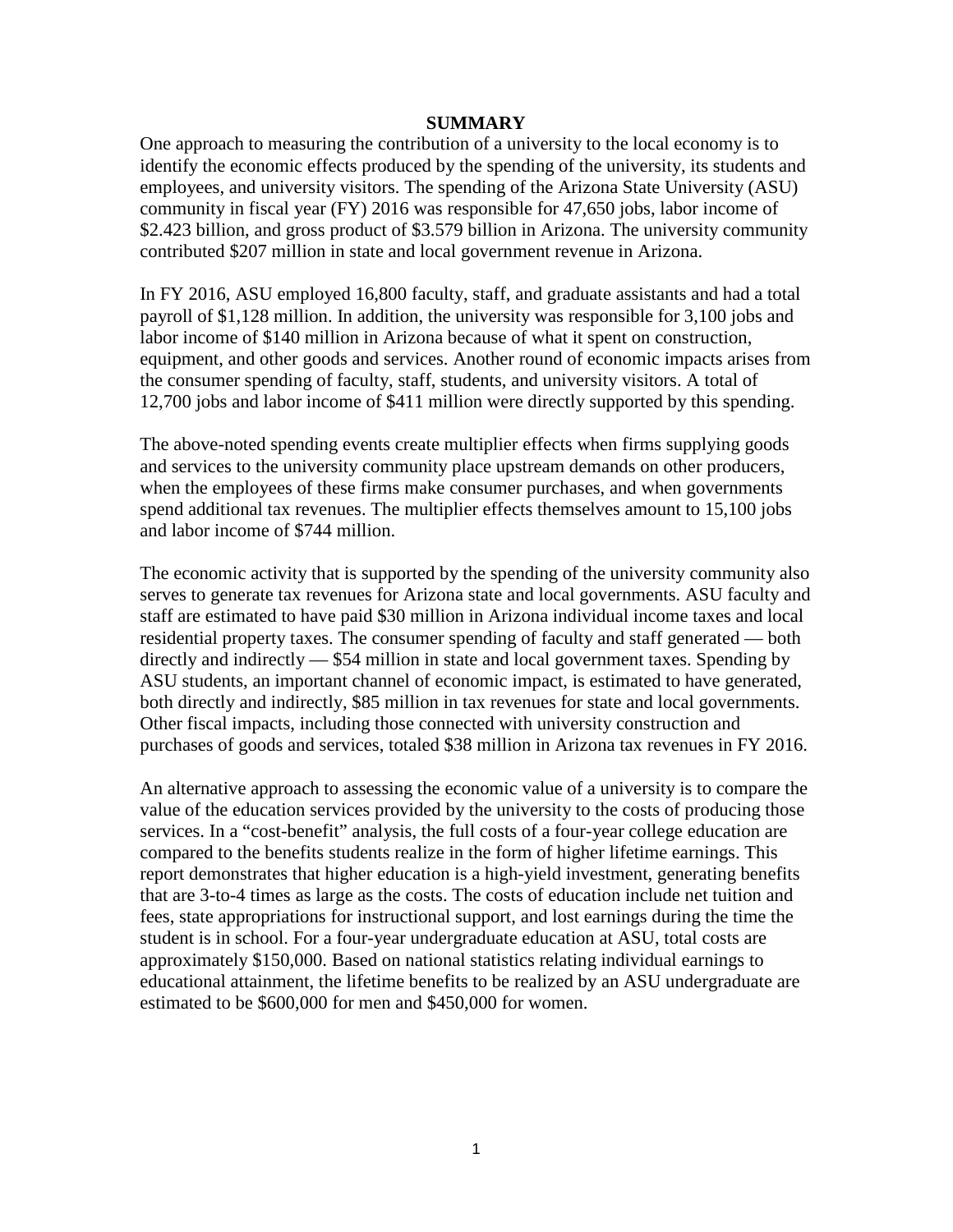# SUMMARY

One approach to measuring the contribution of a university to the local economy is to identify the economic effects produced by the spending of the university, its students and employees, and university visitors. The spending of the Arizona State University (ASU) community in fiscal year (FY) 2016 was responsible for 47,650 jobs, labor income of $2.423 billion, and gross product of $3.579 billion in Arizona. The university community contributed $207 million in state and local government revenue in Arizona.

In FY 2016, ASU employed 16,800 faculty, staff, and graduate assistants and had a total payroll of $1,128 million. In addition, the university was responsible for 3,100 jobs and labor income of $140 million in Arizona because of what it spent on construction, equipment, and other goods and services. Another round of economic impacts arises from the consumer spending of faculty, staff, students, and university visitors. A total of 12,700 jobs and labor income of $411 million were directly supported by this spending.

The above-noted spending events create multiplier effects when firms supplying goods and services to the university community place upstream demands on other producers, when the employees of these firms make consumer purchases, and when governments spend additional tax revenues. The multiplier effects themselves amount to 15,100 jobs and labor income of $744 million.

The economic activity that is supported by the spending of the university community also serves to generate tax revenues for Arizona state and local governments. ASU faculty and staff are estimated to have paid $30 million in Arizona individual income taxes and local residential property taxes. The consumer spending of faculty and staff generated — both directly and indirectly — $54 million in state and local government taxes. Spending by ASU students, an important channel of economic impact, is estimated to have generated, both directly and indirectly, $85 million in tax revenues for state and local governments. Other fiscal impacts, including those connected with university construction and purchases of goods and services, totaled $38 million in Arizona tax revenues in FY 2016.

An alternative approach to assessing the economic value of a university is to compare the value of the education services provided by the university to the costs of producing those services. In a "cost-benefit" analysis, the full costs of a four-year college education are compared to the benefits students realize in the form of higher lifetime earnings. This report demonstrates that higher education is a high-yield investment, generating benefits that are 3-to-4 times as large as the costs. The costs of education include net tuition and fees, state appropriations for instructional support, and lost earnings during the time the student is in school. For a four-year undergraduate education at ASU, total costs are approximately $150,000. Based on national statistics relating individual earnings to educational attainment, the lifetime benefits to be realized by an ASU undergraduate are estimated to be $600,000 for men and $450,000 for women.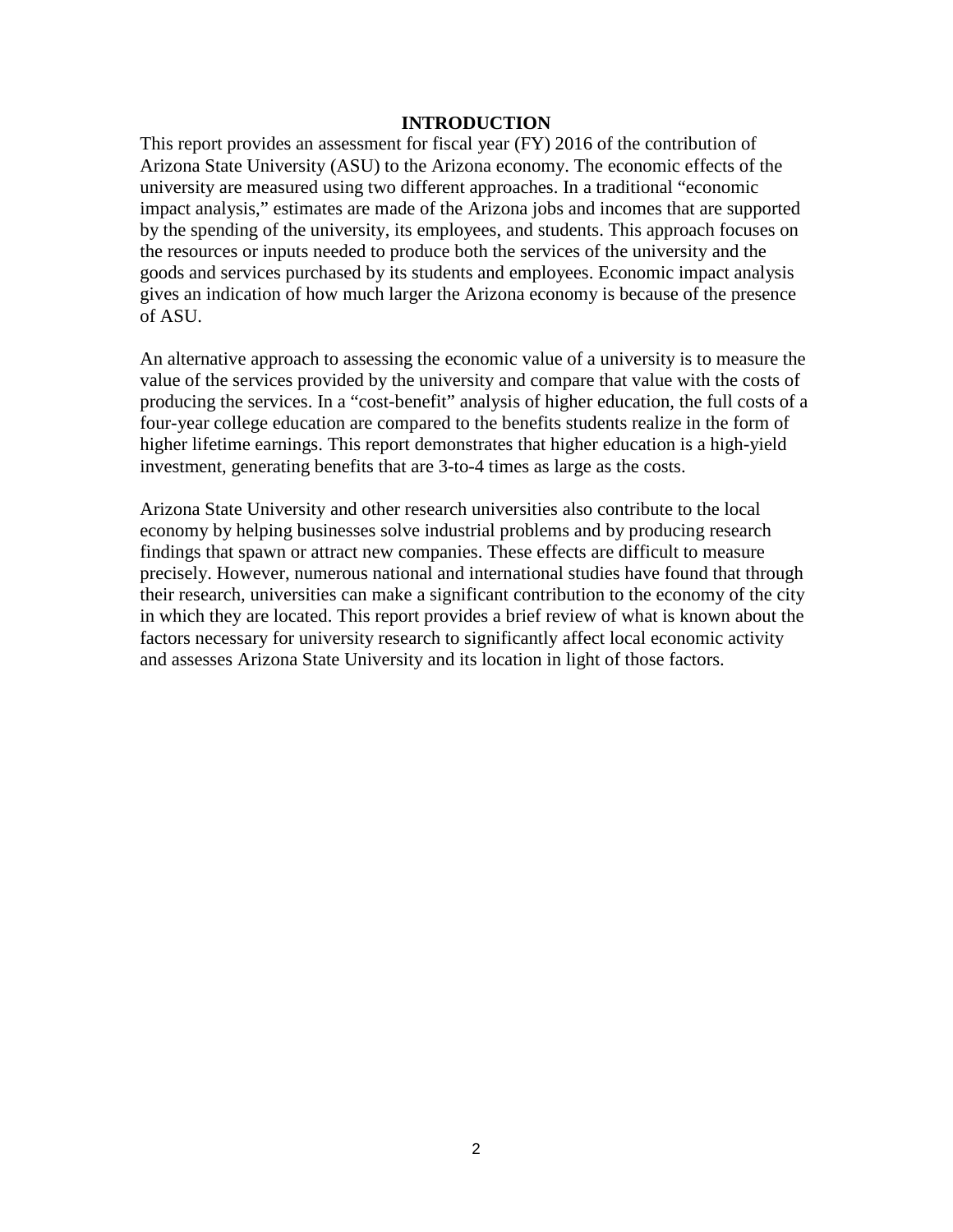# INTRODUCTION

This report provides an assessment for fiscal year (FY) 2016 of the contribution of Arizona State University (ASU) to the Arizona economy. The economic effects of the university are measured using two different approaches. In a traditional "economic impact analysis," estimates are made of the Arizona jobs and incomes that are supported by the spending of the university, its employees, and students. This approach focuses on the resources or inputs needed to produce both the services of the university and the goods and services purchased by its students and employees. Economic impact analysis gives an indication of how much larger the Arizona economy is because of the presence of ASU.

An alternative approach to assessing the economic value of a university is to measure the value of the services provided by the university and compare that value with the costs of producing the services. In a "cost-benefit" analysis of higher education, the full costs of a four-year college education are compared to the benefits students realize in the form of higher lifetime earnings. This report demonstrates that higher education is a high-yield investment, generating benefits that are 3-to-4 times as large as the costs.

Arizona State University and other research universities also contribute to the local economy by helping businesses solve industrial problems and by producing research findings that spawn or attract new companies. These effects are difficult to measure precisely. However, numerous national and international studies have found that through their research, universities can make a significant contribution to the economy of the city in which they are located. This report provides a brief review of what is known about the factors necessary for university research to significantly affect local economic activity and assesses Arizona State University and its location in light of those factors.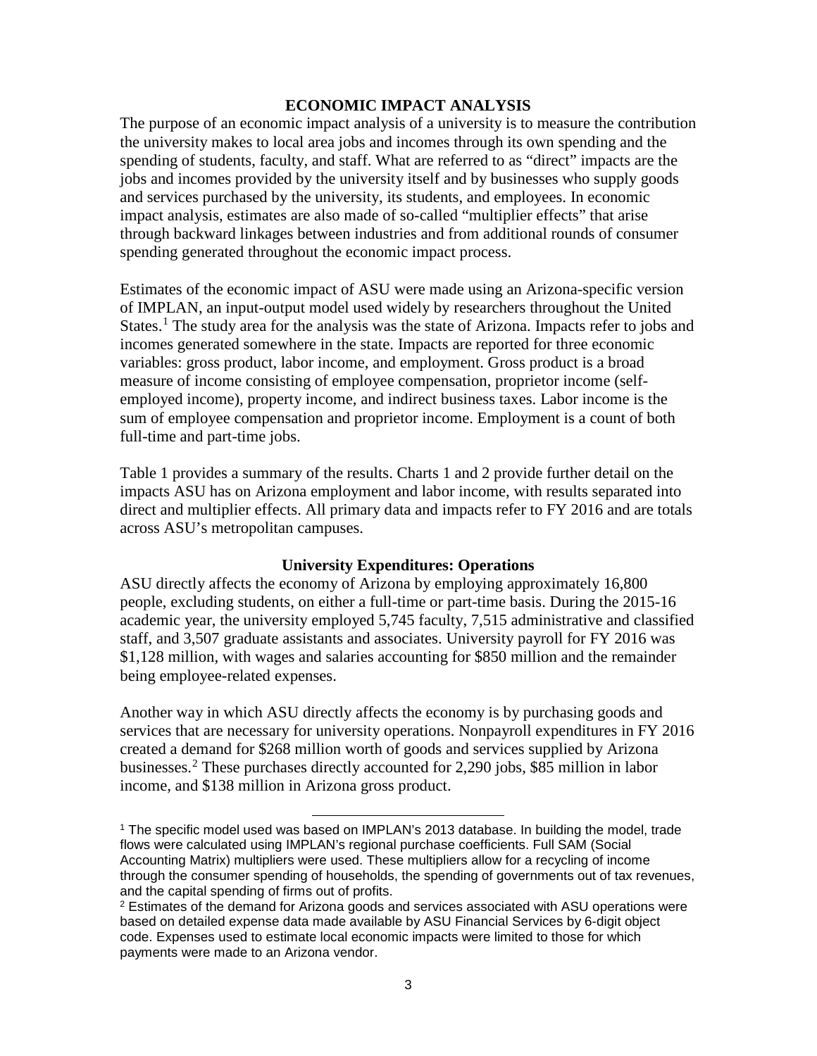## ECONOMIC IMPACT ANALYSIS

The purpose of an economic impact analysis of a university is to measure the contribution the university makes to local area jobs and incomes through its own spending and the spending of students, faculty, and staff. What are referred to as "direct" impacts are the jobs and incomes provided by the university itself and by businesses who supply goods and services purchased by the university, its students, and employees. In economic impact analysis, estimates are also made of so-called "multiplier effects" that arise through backward linkages between industries and from additional rounds of consumer spending generated throughout the economic impact process.

Estimates of the economic impact of ASU were made using an Arizona-specific version of IMPLAN, an input-output model used widely by researchers throughout the United States.[1] The study area for the analysis was the state of Arizona. Impacts refer to jobs and incomes generated somewhere in the state. Impacts are reported for three economic variables: gross product, labor income, and employment. Gross product is a broad measure of income consisting of employee compensation, proprietor income (self-employed income), property income, and indirect business taxes. Labor income is the sum of employee compensation and proprietor income. Employment is a count of both full-time and part-time jobs.

Table 1 provides a summary of the results. Charts 1 and 2 provide further detail on the impacts ASU has on Arizona employment and labor income, with results separated into direct and multiplier effects. All primary data and impacts refer to FY 2016 and are totals across ASU's metropolitan campuses.

### University Expenditures: Operations

ASU directly affects the economy of Arizona by employing approximately 16,800 people, excluding students, on either a full-time or part-time basis. During the 2015-16 academic year, the university employed 5,745 faculty, 7,515 administrative and classified staff, and 3,507 graduate assistants and associates. University payroll for FY 2016 was $1,128 million, with wages and salaries accounting for $850 million and the remainder being employee-related expenses.

Another way in which ASU directly affects the economy is by purchasing goods and services that are necessary for university operations. Nonpayroll expenditures in FY 2016 created a demand for $268 million worth of goods and services supplied by Arizona businesses.[2] These purchases directly accounted for 2,290 jobs, $85 million in labor income, and $138 million in Arizona gross product.

---

[1] The specific model used was based on IMPLAN's 2013 database. In building the model, trade flows were calculated using IMPLAN's regional purchase coefficients. Full SAM (Social Accounting Matrix) multipliers were used. These multipliers allow for a recycling of income through the consumer spending of households, the spending of governments out of tax revenues, and the capital spending of firms out of profits.

[2] Estimates of the demand for Arizona goods and services associated with ASU operations were based on detailed expense data made available by ASU Financial Services by 6-digit object code. Expenses used to estimate local economic impacts were limited to those for which payments were made to an Arizona vendor.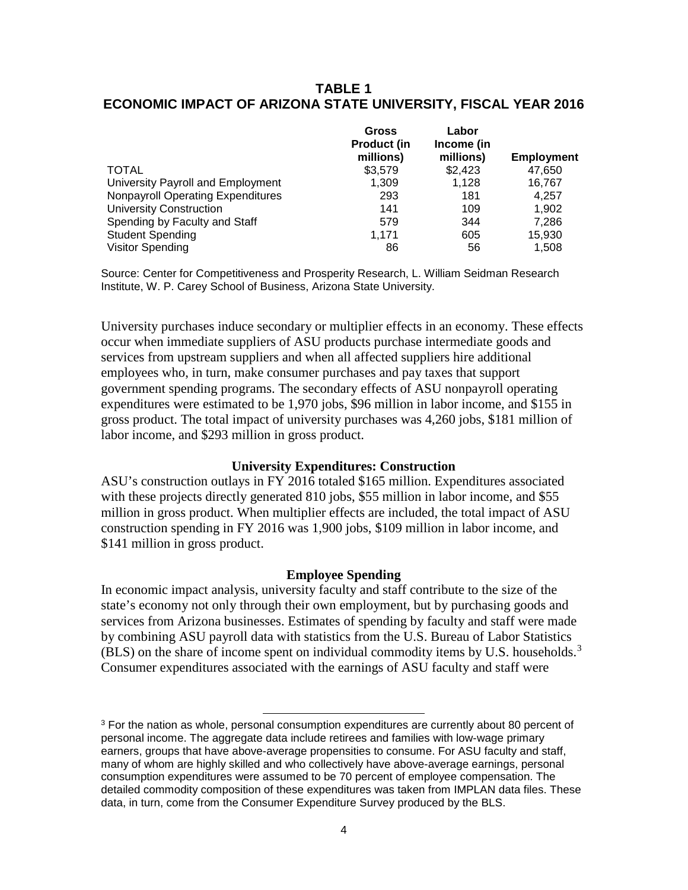**TABLE 1**
**ECONOMIC IMPACT OF ARIZONA STATE UNIVERSITY, FISCAL YEAR 2016**

| | Gross Product (in millions) | Labor Income (in millions) | Employment |
|---|---|---|---|
| TOTAL | $3,579 | $2,423 | 47,650 |
| University Payroll and Employment | 1,309 | 1,128 | 16,767 |
| Nonpayroll Operating Expenditures | 293 | 181 | 4,257 |
| University Construction | 141 | 109 | 1,902 |
| Spending by Faculty and Staff | 579 | 344 | 7,286 |
| Student Spending | 1,171 | 605 | 15,930 |
| Visitor Spending | 86 | 56 | 1,508 |

Source: Center for Competitiveness and Prosperity Research, L. William Seidman Research Institute, W. P. Carey School of Business, Arizona State University.

University purchases induce secondary or multiplier effects in an economy. These effects occur when immediate suppliers of ASU products purchase intermediate goods and services from upstream suppliers and when all affected suppliers hire additional employees who, in turn, make consumer purchases and pay taxes that support government spending programs. The secondary effects of ASU nonpayroll operating expenditures were estimated to be 1,970 jobs, $96 million in labor income, and $155 in gross product. The total impact of university purchases was 4,260 jobs, $181 million of labor income, and $293 million in gross product.

### University Expenditures: Construction

ASU's construction outlays in FY 2016 totaled $165 million. Expenditures associated with these projects directly generated 810 jobs, $55 million in labor income, and $55 million in gross product. When multiplier effects are included, the total impact of ASU construction spending in FY 2016 was 1,900 jobs, $109 million in labor income, and $141 million in gross product.

### Employee Spending

In economic impact analysis, university faculty and staff contribute to the size of the state's economy not only through their own employment, but by purchasing goods and services from Arizona businesses. Estimates of spending by faculty and staff were made by combining ASU payroll data with statistics from the U.S. Bureau of Labor Statistics (BLS) on the share of income spent on individual commodity items by U.S. households.[3] Consumer expenditures associated with the earnings of ASU faculty and staff were

---

[3] For the nation as whole, personal consumption expenditures are currently about 80 percent of personal income. The aggregate data include retirees and families with low-wage primary earners, groups that have above-average propensities to consume. For ASU faculty and staff, many of whom are highly skilled and who collectively have above-average earnings, personal consumption expenditures were assumed to be 70 percent of employee compensation. The detailed commodity composition of these expenditures was taken from IMPLAN data files. These data, in turn, come from the Consumer Expenditure Survey produced by the BLS.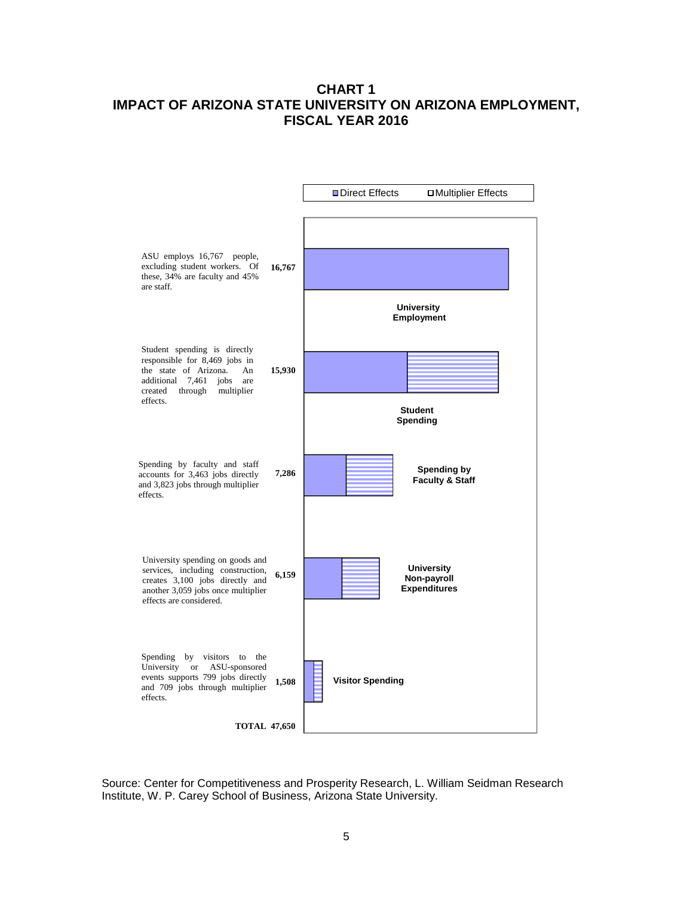**CHART 1**
**IMPACT OF ARIZONA STATE UNIVERSITY ON ARIZONA EMPLOYMENT, FISCAL YEAR 2016**

Direct Effects | Multiplier Effects

| Description | Total | Category |
|---|---|---|
| ASU employs 16,767 people, excluding student workers. Of these, 34% are faculty and 45% are staff. | 16,767 | University Employment |
| Student spending is directly responsible for 8,469 jobs in the state of Arizona. An additional 7,461 jobs are created through multiplier effects. | 15,930 | Student Spending |
| Spending by faculty and staff accounts for 3,463 jobs directly and 3,823 jobs through multiplier effects. | 7,286 | Spending by Faculty & Staff |
| University spending on goods and services, including construction, creates 3,100 jobs directly and another 3,059 jobs once multiplier effects are considered. | 6,159 | University Non-payroll Expenditures |
| Spending by visitors to the University or ASU-sponsored events supports 799 jobs directly and 709 jobs through multiplier effects. | 1,508 | Visitor Spending |
| **TOTAL** | **47,650** | |

Source: Center for Competitiveness and Prosperity Research, L. William Seidman Research Institute, W. P. Carey School of Business, Arizona State University.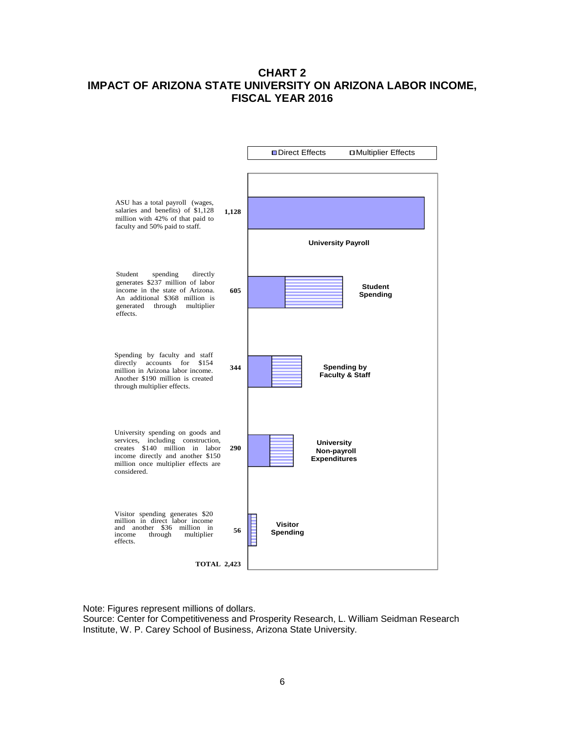**CHART 2**
**IMPACT OF ARIZONA STATE UNIVERSITY ON ARIZONA LABOR INCOME, FISCAL YEAR 2016**

Direct Effects | Multiplier Effects

| Description | Total | Category |
|---|---|---|
| ASU has a total payroll (wages, salaries and benefits) of $1,128 million with 42% of that paid to faculty and 50% paid to staff. | **1,128** | **University Payroll** |
| Student spending directly generates $237 million of labor income in the state of Arizona. An additional $368 million is generated through multiplier effects. | **605** | **Student Spending** |
| Spending by faculty and staff directly accounts for $154 million in Arizona labor income. Another $190 million is created through multiplier effects. | **344** | **Spending by Faculty & Staff** |
| University spending on goods and services, including construction, creates $140 million in labor income directly and another $150 million once multiplier effects are considered. | **290** | **University Non-payroll Expenditures** |
| Visitor spending generates $20 million in direct labor income and another $36 million in income through multiplier effects. | **56** | **Visitor Spending** |
| **TOTAL** | **2,423** | |

Note: Figures represent millions of dollars.
Source: Center for Competitiveness and Prosperity Research, L. William Seidman Research Institute, W. P. Carey School of Business, Arizona State University.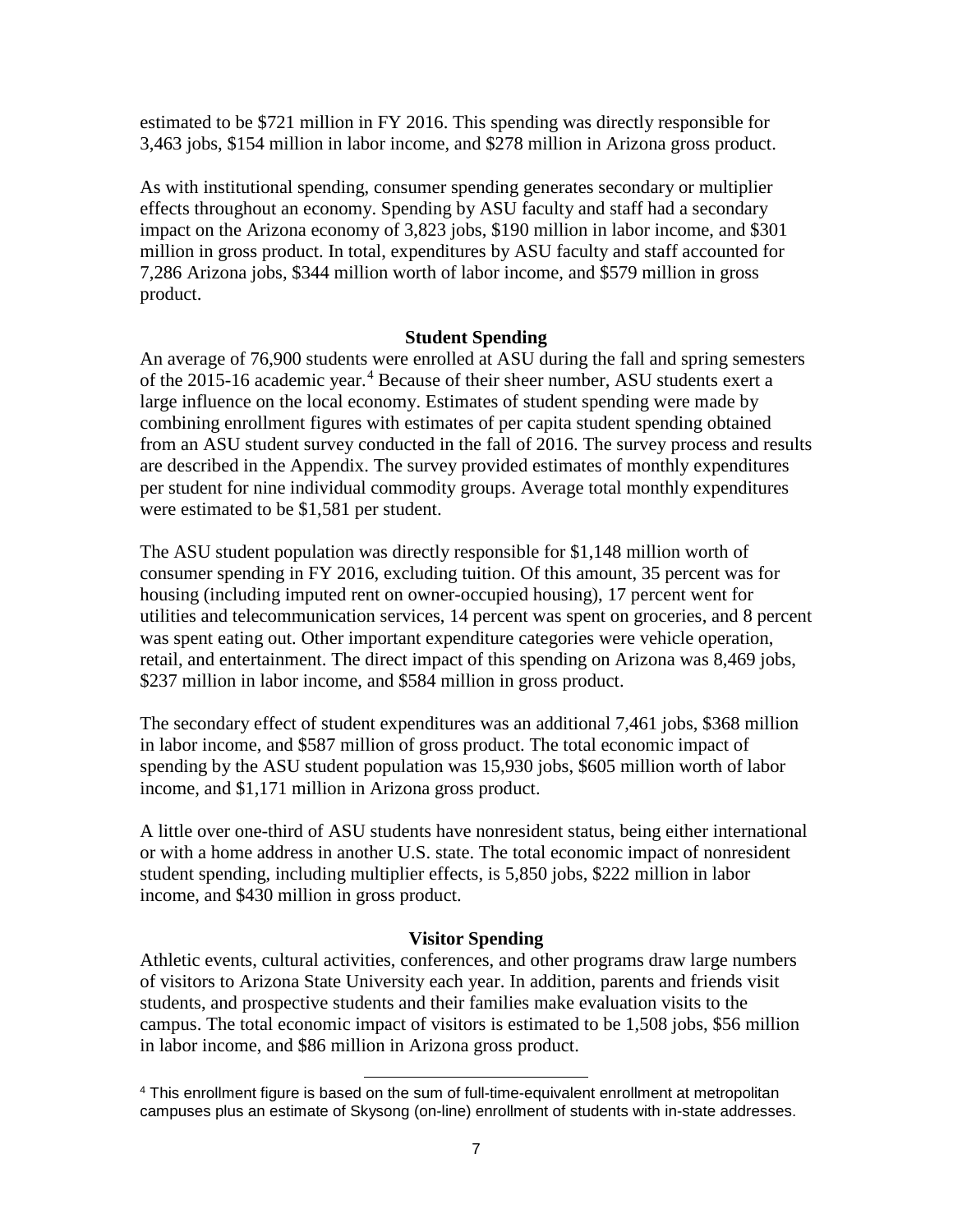estimated to be $721 million in FY 2016. This spending was directly responsible for 3,463 jobs, $154 million in labor income, and $278 million in Arizona gross product.

As with institutional spending, consumer spending generates secondary or multiplier effects throughout an economy. Spending by ASU faculty and staff had a secondary impact on the Arizona economy of 3,823 jobs, $190 million in labor income, and $301 million in gross product. In total, expenditures by ASU faculty and staff accounted for 7,286 Arizona jobs, $344 million worth of labor income, and $579 million in gross product.

### Student Spending

An average of 76,900 students were enrolled at ASU during the fall and spring semesters of the 2015-16 academic year.[4] Because of their sheer number, ASU students exert a large influence on the local economy. Estimates of student spending were made by combining enrollment figures with estimates of per capita student spending obtained from an ASU student survey conducted in the fall of 2016. The survey process and results are described in the Appendix. The survey provided estimates of monthly expenditures per student for nine individual commodity groups. Average total monthly expenditures were estimated to be $1,581 per student.

The ASU student population was directly responsible for $1,148 million worth of consumer spending in FY 2016, excluding tuition. Of this amount, 35 percent was for housing (including imputed rent on owner-occupied housing), 17 percent went for utilities and telecommunication services, 14 percent was spent on groceries, and 8 percent was spent eating out. Other important expenditure categories were vehicle operation, retail, and entertainment. The direct impact of this spending on Arizona was 8,469 jobs, $237 million in labor income, and $584 million in gross product.

The secondary effect of student expenditures was an additional 7,461 jobs, $368 million in labor income, and $587 million of gross product. The total economic impact of spending by the ASU student population was 15,930 jobs, $605 million worth of labor income, and $1,171 million in Arizona gross product.

A little over one-third of ASU students have nonresident status, being either international or with a home address in another U.S. state. The total economic impact of nonresident student spending, including multiplier effects, is 5,850 jobs, $222 million in labor income, and $430 million in gross product.

### Visitor Spending

Athletic events, cultural activities, conferences, and other programs draw large numbers of visitors to Arizona State University each year. In addition, parents and friends visit students, and prospective students and their families make evaluation visits to the campus. The total economic impact of visitors is estimated to be 1,508 jobs, $56 million in labor income, and $86 million in Arizona gross product.

[4] This enrollment figure is based on the sum of full-time-equivalent enrollment at metropolitan campuses plus an estimate of Skysong (on-line) enrollment of students with in-state addresses.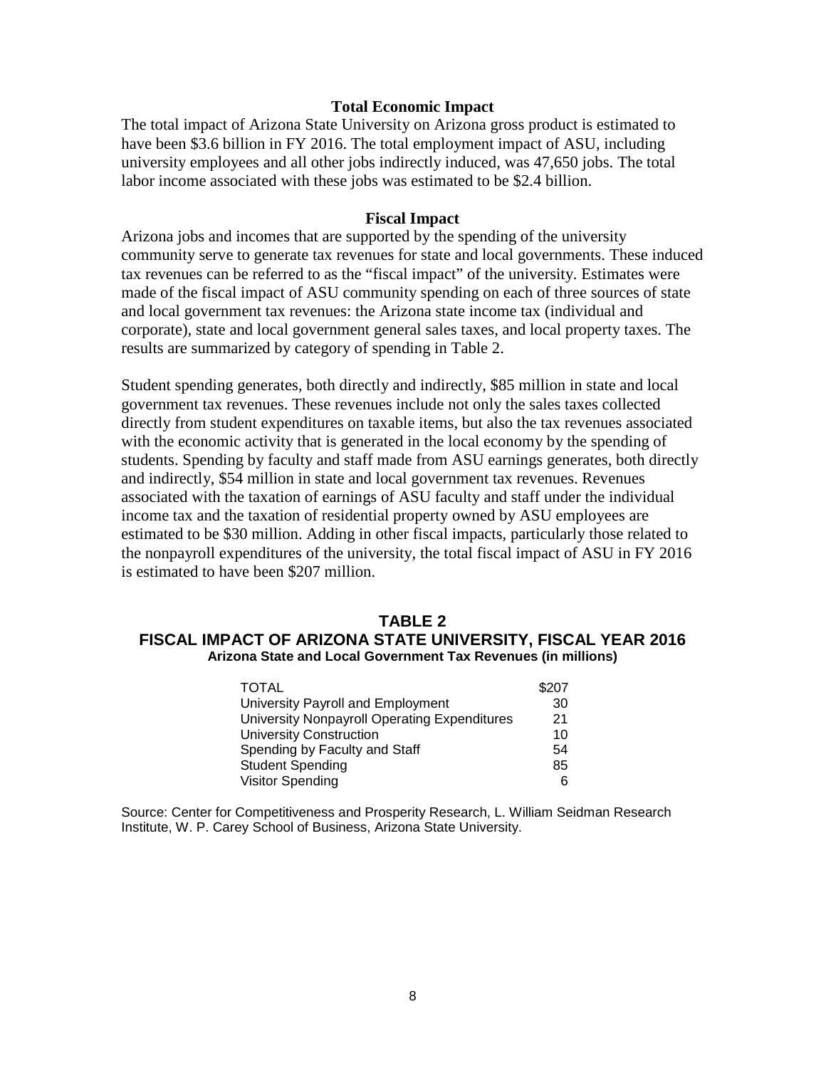## Total Economic Impact

The total impact of Arizona State University on Arizona gross product is estimated to have been $3.6 billion in FY 2016. The total employment impact of ASU, including university employees and all other jobs indirectly induced, was 47,650 jobs. The total labor income associated with these jobs was estimated to be $2.4 billion.

## Fiscal Impact

Arizona jobs and incomes that are supported by the spending of the university community serve to generate tax revenues for state and local governments. These induced tax revenues can be referred to as the "fiscal impact" of the university. Estimates were made of the fiscal impact of ASU community spending on each of three sources of state and local government tax revenues: the Arizona state income tax (individual and corporate), state and local government general sales taxes, and local property taxes. The results are summarized by category of spending in Table 2.

Student spending generates, both directly and indirectly, $85 million in state and local government tax revenues. These revenues include not only the sales taxes collected directly from student expenditures on taxable items, but also the tax revenues associated with the economic activity that is generated in the local economy by the spending of students. Spending by faculty and staff made from ASU earnings generates, both directly and indirectly, $54 million in state and local government tax revenues. Revenues associated with the taxation of earnings of ASU faculty and staff under the individual income tax and the taxation of residential property owned by ASU employees are estimated to be $30 million. Adding in other fiscal impacts, particularly those related to the nonpayroll expenditures of the university, the total fiscal impact of ASU in FY 2016 is estimated to have been $207 million.

**TABLE 2**
**FISCAL IMPACT OF ARIZONA STATE UNIVERSITY, FISCAL YEAR 2016**
**Arizona State and Local Government Tax Revenues (in millions)**

| | |
|---|---|
| TOTAL | $207 |
| University Payroll and Employment | 30 |
| University Nonpayroll Operating Expenditures | 21 |
| University Construction | 10 |
| Spending by Faculty and Staff | 54 |
| Student Spending | 85 |
| Visitor Spending | 6 |

Source: Center for Competitiveness and Prosperity Research, L. William Seidman Research Institute, W. P. Carey School of Business, Arizona State University.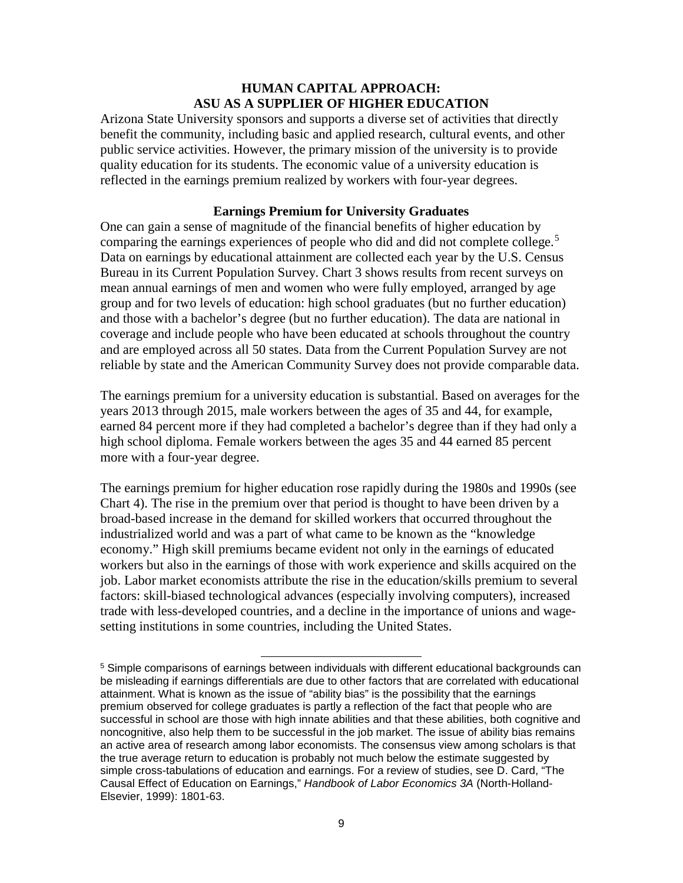## HUMAN CAPITAL APPROACH: ASU AS A SUPPLIER OF HIGHER EDUCATION

Arizona State University sponsors and supports a diverse set of activities that directly benefit the community, including basic and applied research, cultural events, and other public service activities. However, the primary mission of the university is to provide quality education for its students. The economic value of a university education is reflected in the earnings premium realized by workers with four-year degrees.

### Earnings Premium for University Graduates

One can gain a sense of magnitude of the financial benefits of higher education by comparing the earnings experiences of people who did and did not complete college.[5] Data on earnings by educational attainment are collected each year by the U.S. Census Bureau in its Current Population Survey. Chart 3 shows results from recent surveys on mean annual earnings of men and women who were fully employed, arranged by age group and for two levels of education: high school graduates (but no further education) and those with a bachelor's degree (but no further education). The data are national in coverage and include people who have been educated at schools throughout the country and are employed across all 50 states. Data from the Current Population Survey are not reliable by state and the American Community Survey does not provide comparable data.

The earnings premium for a university education is substantial. Based on averages for the years 2013 through 2015, male workers between the ages of 35 and 44, for example, earned 84 percent more if they had completed a bachelor's degree than if they had only a high school diploma. Female workers between the ages 35 and 44 earned 85 percent more with a four-year degree.

The earnings premium for higher education rose rapidly during the 1980s and 1990s (see Chart 4). The rise in the premium over that period is thought to have been driven by a broad-based increase in the demand for skilled workers that occurred throughout the industrialized world and was a part of what came to be known as the "knowledge economy." High skill premiums became evident not only in the earnings of educated workers but also in the earnings of those with work experience and skills acquired on the job. Labor market economists attribute the rise in the education/skills premium to several factors: skill-biased technological advances (especially involving computers), increased trade with less-developed countries, and a decline in the importance of unions and wage-setting institutions in some countries, including the United States.

---

[5] Simple comparisons of earnings between individuals with different educational backgrounds can be misleading if earnings differentials are due to other factors that are correlated with educational attainment. What is known as the issue of "ability bias" is the possibility that the earnings premium observed for college graduates is partly a reflection of the fact that people who are successful in school are those with high innate abilities and that these abilities, both cognitive and noncognitive, also help them to be successful in the job market. The issue of ability bias remains an active area of research among labor economists. The consensus view among scholars is that the true average return to education is probably not much below the estimate suggested by simple cross-tabulations of education and earnings. For a review of studies, see D. Card, "The Causal Effect of Education on Earnings," *Handbook of Labor Economics 3A* (North-Holland-Elsevier, 1999): 1801-63.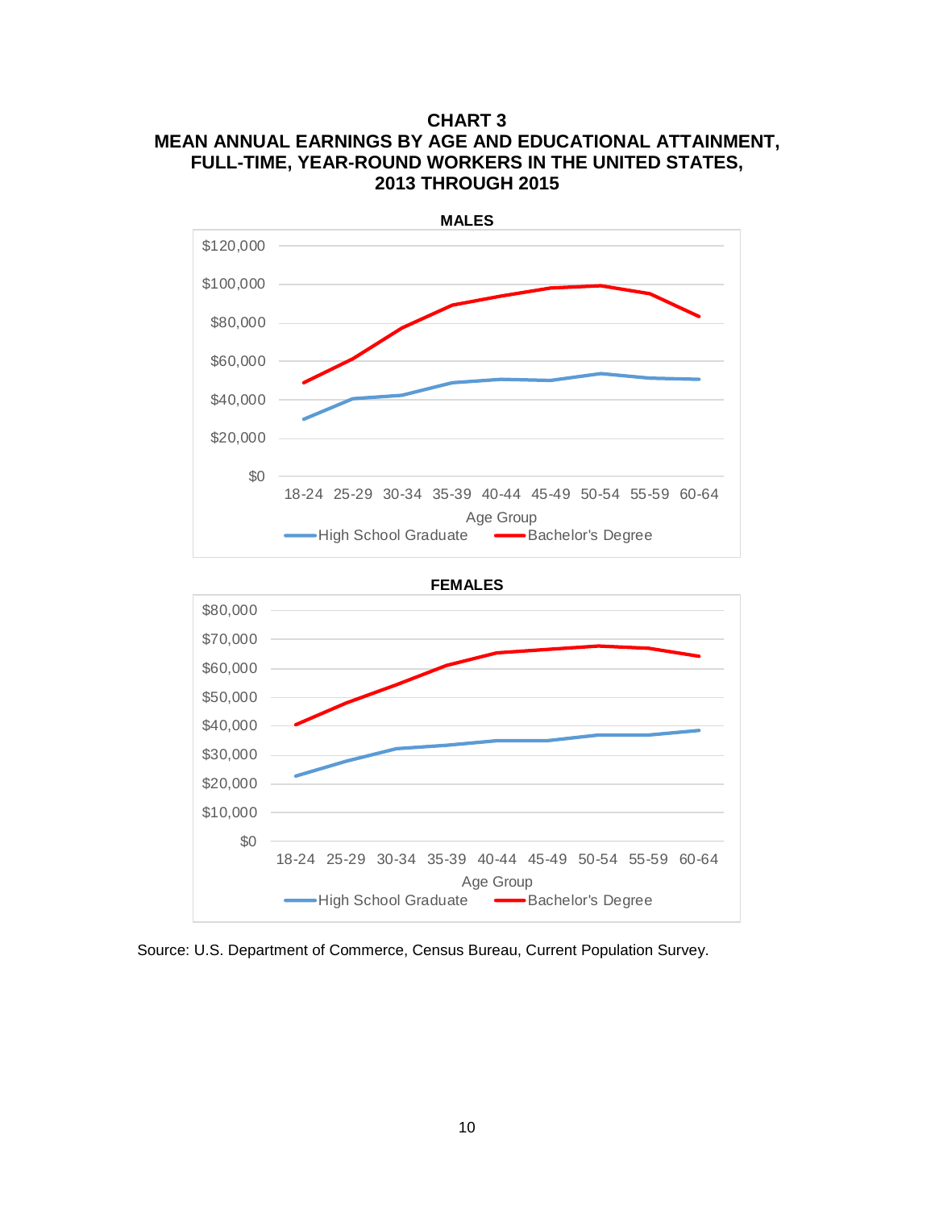**CHART 3**
**MEAN ANNUAL EARNINGS BY AGE AND EDUCATIONAL ATTAINMENT, FULL-TIME, YEAR-ROUND WORKERS IN THE UNITED STATES, 2013 THROUGH 2015**

**MALES**

$120,000
$100,000
$80,000
$60,000
$40,000
$20,000
$0

18-24 25-29 30-34 35-39 40-44 45-49 50-54 55-59 60-64

Age Group

High School Graduate — Bachelor's Degree

**FEMALES**

$80,000
$70,000
$60,000
$50,000
$40,000
$30,000
$20,000
$10,000
$0

18-24 25-29 30-34 35-39 40-44 45-49 50-54 55-59 60-64

Age Group

High School Graduate — Bachelor's Degree

Source: U.S. Department of Commerce, Census Bureau, Current Population Survey.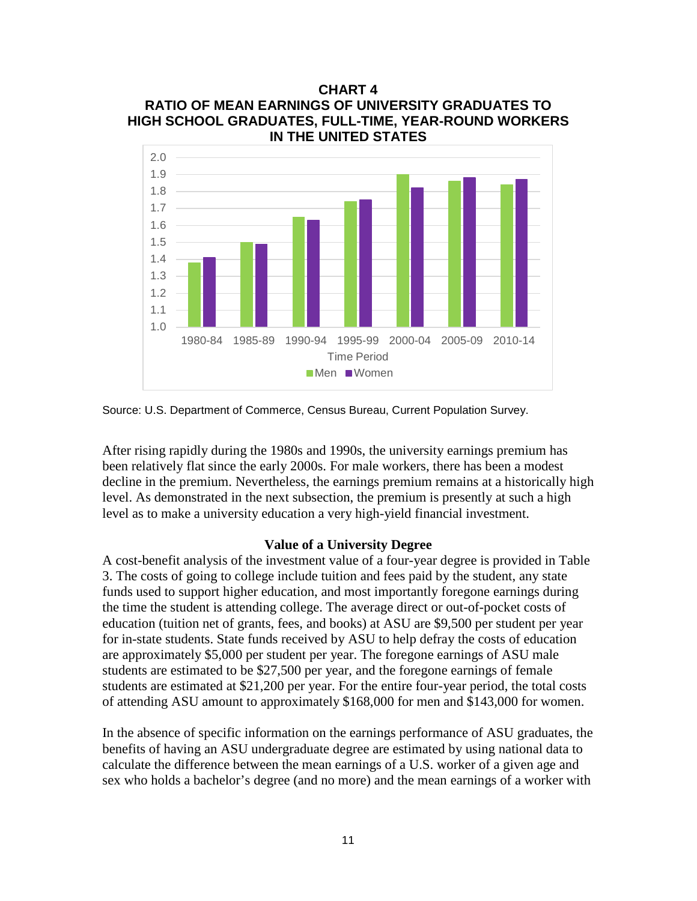**CHART 4**
**RATIO OF MEAN EARNINGS OF UNIVERSITY GRADUATES TO HIGH SCHOOL GRADUATES, FULL-TIME, YEAR-ROUND WORKERS IN THE UNITED STATES**

Source: U.S. Department of Commerce, Census Bureau, Current Population Survey.

After rising rapidly during the 1980s and 1990s, the university earnings premium has been relatively flat since the early 2000s. For male workers, there has been a modest decline in the premium. Nevertheless, the earnings premium remains at a historically high level. As demonstrated in the next subsection, the premium is presently at such a high level as to make a university education a very high-yield financial investment.

### Value of a University Degree

A cost-benefit analysis of the investment value of a four-year degree is provided in Table 3. The costs of going to college include tuition and fees paid by the student, any state funds used to support higher education, and most importantly foregone earnings during the time the student is attending college. The average direct or out-of-pocket costs of education (tuition net of grants, fees, and books) at ASU are $9,500 per student per year for in-state students. State funds received by ASU to help defray the costs of education are approximately $5,000 per student per year. The foregone earnings of ASU male students are estimated to be $27,500 per year, and the foregone earnings of female students are estimated at $21,200 per year. For the entire four-year period, the total costs of attending ASU amount to approximately $168,000 for men and $143,000 for women.

In the absence of specific information on the earnings performance of ASU graduates, the benefits of having an ASU undergraduate degree are estimated by using national data to calculate the difference between the mean earnings of a U.S. worker of a given age and sex who holds a bachelor's degree (and no more) and the mean earnings of a worker with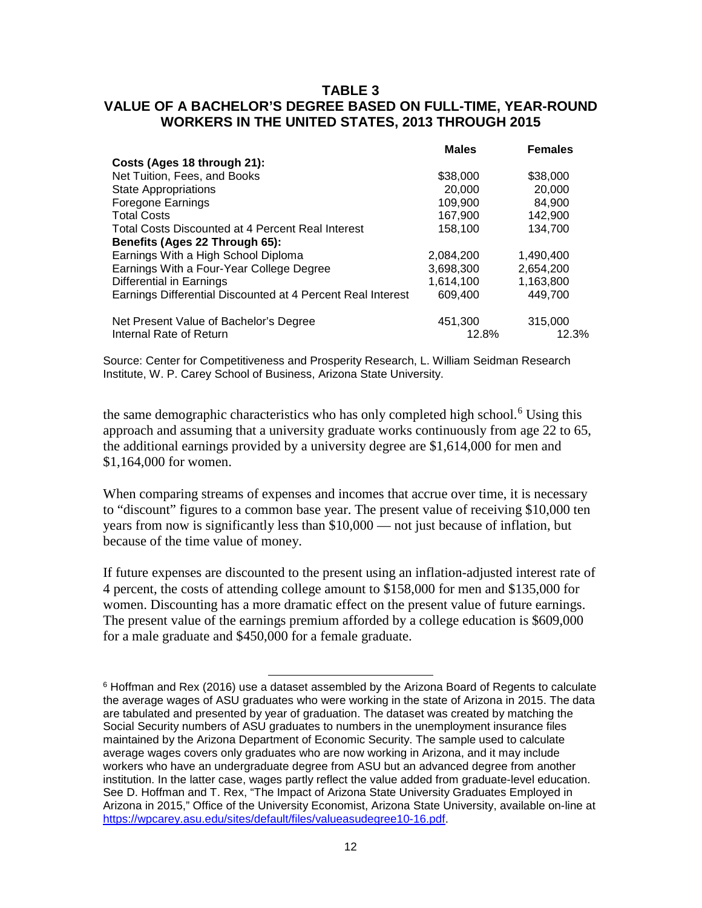## TABLE 3
## VALUE OF A BACHELOR'S DEGREE BASED ON FULL-TIME, YEAR-ROUND WORKERS IN THE UNITED STATES, 2013 THROUGH 2015

| | Males | Females |
|---|---|---|
| **Costs (Ages 18 through 21):** | | |
| Net Tuition, Fees, and Books | $38,000 | $38,000 |
| State Appropriations | 20,000 | 20,000 |
| Foregone Earnings | 109,900 | 84,900 |
| Total Costs | 167,900 | 142,900 |
| Total Costs Discounted at 4 Percent Real Interest | 158,100 | 134,700 |
| **Benefits (Ages 22 Through 65):** | | |
| Earnings With a High School Diploma | 2,084,200 | 1,490,400 |
| Earnings With a Four-Year College Degree | 3,698,300 | 2,654,200 |
| Differential in Earnings | 1,614,100 | 1,163,800 |
| Earnings Differential Discounted at 4 Percent Real Interest | 609,400 | 449,700 |
| Net Present Value of Bachelor's Degree | 451,300 | 315,000 |
| Internal Rate of Return | 12.8% | 12.3% |

Source: Center for Competitiveness and Prosperity Research, L. William Seidman Research Institute, W. P. Carey School of Business, Arizona State University.

the same demographic characteristics who has only completed high school.[6] Using this approach and assuming that a university graduate works continuously from age 22 to 65, the additional earnings provided by a university degree are $1,614,000 for men and $1,164,000 for women.

When comparing streams of expenses and incomes that accrue over time, it is necessary to "discount" figures to a common base year. The present value of receiving $10,000 ten years from now is significantly less than $10,000 — not just because of inflation, but because of the time value of money.

If future expenses are discounted to the present using an inflation-adjusted interest rate of 4 percent, the costs of attending college amount to $158,000 for men and $135,000 for women. Discounting has a more dramatic effect on the present value of future earnings. The present value of the earnings premium afforded by a college education is $609,000 for a male graduate and $450,000 for a female graduate.

---

[6] Hoffman and Rex (2016) use a dataset assembled by the Arizona Board of Regents to calculate the average wages of ASU graduates who were working in the state of Arizona in 2015. The data are tabulated and presented by year of graduation. The dataset was created by matching the Social Security numbers of ASU graduates to numbers in the unemployment insurance files maintained by the Arizona Department of Economic Security. The sample used to calculate average wages covers only graduates who are now working in Arizona, and it may include workers who have an undergraduate degree from ASU but an advanced degree from another institution. In the latter case, wages partly reflect the value added from graduate-level education. See D. Hoffman and T. Rex, "The Impact of Arizona State University Graduates Employed in Arizona in 2015," Office of the University Economist, Arizona State University, available on-line at https://wpcarey.asu.edu/sites/default/files/valueasudegree10-16.pdf.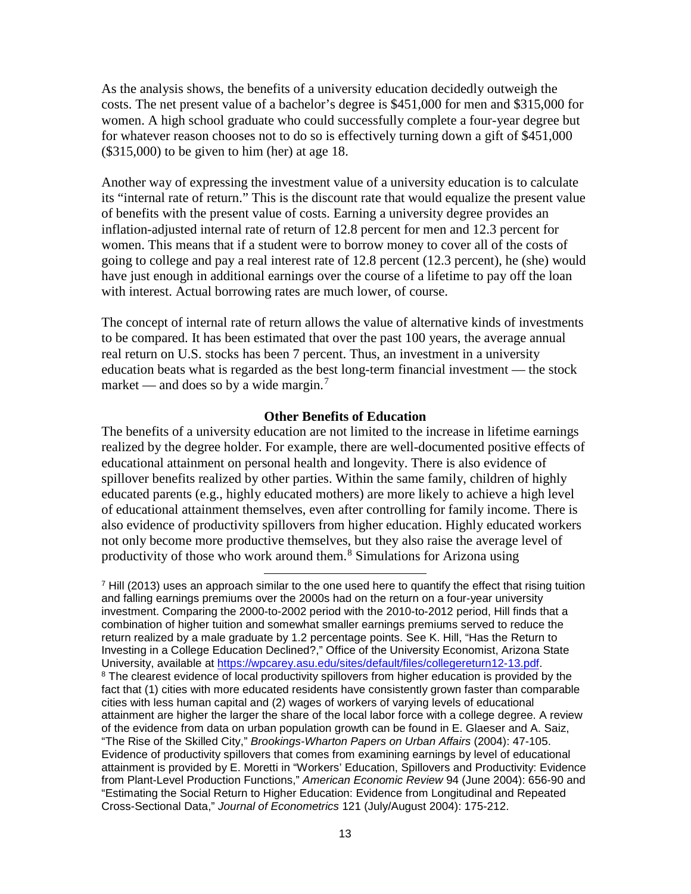As the analysis shows, the benefits of a university education decidedly outweigh the costs. The net present value of a bachelor's degree is $451,000 for men and $315,000 for women. A high school graduate who could successfully complete a four-year degree but for whatever reason chooses not to do so is effectively turning down a gift of $451,000 ($315,000) to be given to him (her) at age 18.

Another way of expressing the investment value of a university education is to calculate its "internal rate of return." This is the discount rate that would equalize the present value of benefits with the present value of costs. Earning a university degree provides an inflation-adjusted internal rate of return of 12.8 percent for men and 12.3 percent for women. This means that if a student were to borrow money to cover all of the costs of going to college and pay a real interest rate of 12.8 percent (12.3 percent), he (she) would have just enough in additional earnings over the course of a lifetime to pay off the loan with interest. Actual borrowing rates are much lower, of course.

The concept of internal rate of return allows the value of alternative kinds of investments to be compared. It has been estimated that over the past 100 years, the average annual real return on U.S. stocks has been 7 percent. Thus, an investment in a university education beats what is regarded as the best long-term financial investment — the stock market — and does so by a wide margin.[7]

**Other Benefits of Education**

The benefits of a university education are not limited to the increase in lifetime earnings realized by the degree holder. For example, there are well-documented positive effects of educational attainment on personal health and longevity. There is also evidence of spillover benefits realized by other parties. Within the same family, children of highly educated parents (e.g., highly educated mothers) are more likely to achieve a high level of educational attainment themselves, even after controlling for family income. There is also evidence of productivity spillovers from higher education. Highly educated workers not only become more productive themselves, but they also raise the average level of productivity of those who work around them.[8] Simulations for Arizona using

---

[7] Hill (2013) uses an approach similar to the one used here to quantify the effect that rising tuition and falling earnings premiums over the 2000s had on the return on a four-year university investment. Comparing the 2000-to-2002 period with the 2010-to-2012 period, Hill finds that a combination of higher tuition and somewhat smaller earnings premiums served to reduce the return realized by a male graduate by 1.2 percentage points. See K. Hill, "Has the Return to Investing in a College Education Declined?," Office of the University Economist, Arizona State University, available at https://wpcarey.asu.edu/sites/default/files/collegereturn12-13.pdf.

[8] The clearest evidence of local productivity spillovers from higher education is provided by the fact that (1) cities with more educated residents have consistently grown faster than comparable cities with less human capital and (2) wages of workers of varying levels of educational attainment are higher the larger the share of the local labor force with a college degree. A review of the evidence from data on urban population growth can be found in E. Glaeser and A. Saiz, "The Rise of the Skilled City," *Brookings-Wharton Papers on Urban Affairs* (2004): 47-105. Evidence of productivity spillovers that comes from examining earnings by level of educational attainment is provided by E. Moretti in "Workers' Education, Spillovers and Productivity: Evidence from Plant-Level Production Functions," *American Economic Review* 94 (June 2004): 656-90 and "Estimating the Social Return to Higher Education: Evidence from Longitudinal and Repeated Cross-Sectional Data," *Journal of Econometrics* 121 (July/August 2004): 175-212.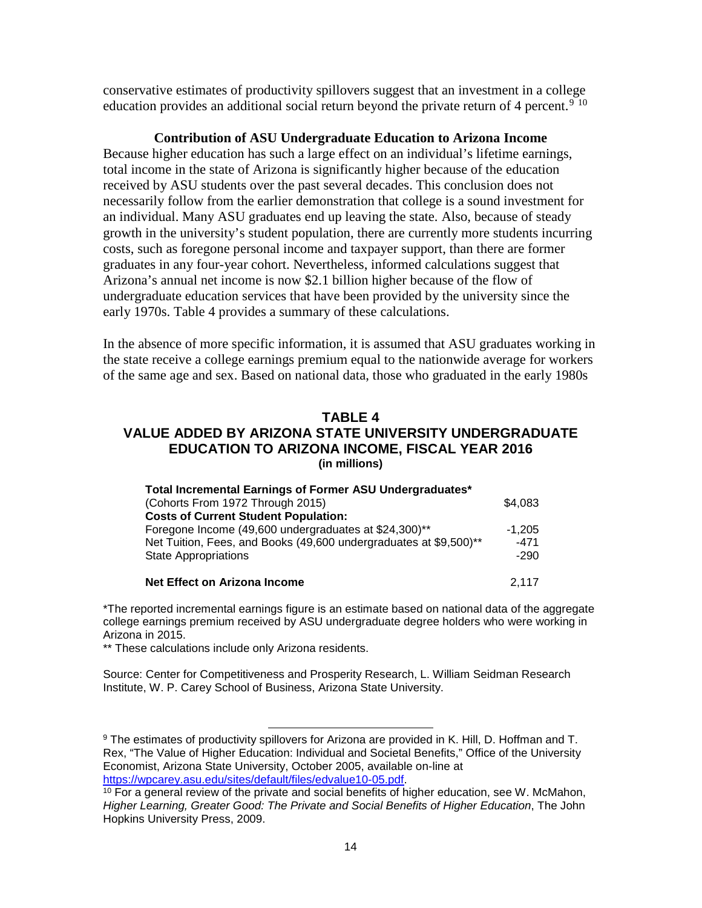conservative estimates of productivity spillovers suggest that an investment in a college education provides an additional social return beyond the private return of 4 percent.[9] [10]

### Contribution of ASU Undergraduate Education to Arizona Income

Because higher education has such a large effect on an individual's lifetime earnings, total income in the state of Arizona is significantly higher because of the education received by ASU students over the past several decades. This conclusion does not necessarily follow from the earlier demonstration that college is a sound investment for an individual. Many ASU graduates end up leaving the state. Also, because of steady growth in the university's student population, there are currently more students incurring costs, such as foregone personal income and taxpayer support, than there are former graduates in any four-year cohort. Nevertheless, informed calculations suggest that Arizona's annual net income is now $2.1 billion higher because of the flow of undergraduate education services that have been provided by the university since the early 1970s. Table 4 provides a summary of these calculations.

In the absence of more specific information, it is assumed that ASU graduates working in the state receive a college earnings premium equal to the nationwide average for workers of the same age and sex. Based on national data, those who graduated in the early 1980s

**TABLE 4**
**VALUE ADDED BY ARIZONA STATE UNIVERSITY UNDERGRADUATE EDUCATION TO ARIZONA INCOME, FISCAL YEAR 2016**
**(in millions)**

| | |
|---|---|
| **Total Incremental Earnings of Former ASU Undergraduates*** | |
| (Cohorts From 1972 Through 2015) | $4,083 |
| **Costs of Current Student Population:** | |
| Foregone Income (49,600 undergraduates at $24,300)** | -1,205 |
| Net Tuition, Fees, and Books (49,600 undergraduates at $9,500)** | -471 |
| State Appropriations | -290 |
| **Net Effect on Arizona Income** | 2,117 |

*The reported incremental earnings figure is an estimate based on national data of the aggregate college earnings premium received by ASU undergraduate degree holders who were working in Arizona in 2015.

** These calculations include only Arizona residents.

Source: Center for Competitiveness and Prosperity Research, L. William Seidman Research Institute, W. P. Carey School of Business, Arizona State University.

---

[9] The estimates of productivity spillovers for Arizona are provided in K. Hill, D. Hoffman and T. Rex, "The Value of Higher Education: Individual and Societal Benefits," Office of the University Economist, Arizona State University, October 2005, available on-line at https://wpcarey.asu.edu/sites/default/files/edvalue10-05.pdf.

[10] For a general review of the private and social benefits of higher education, see W. McMahon, *Higher Learning, Greater Good: The Private and Social Benefits of Higher Education*, The John Hopkins University Press, 2009.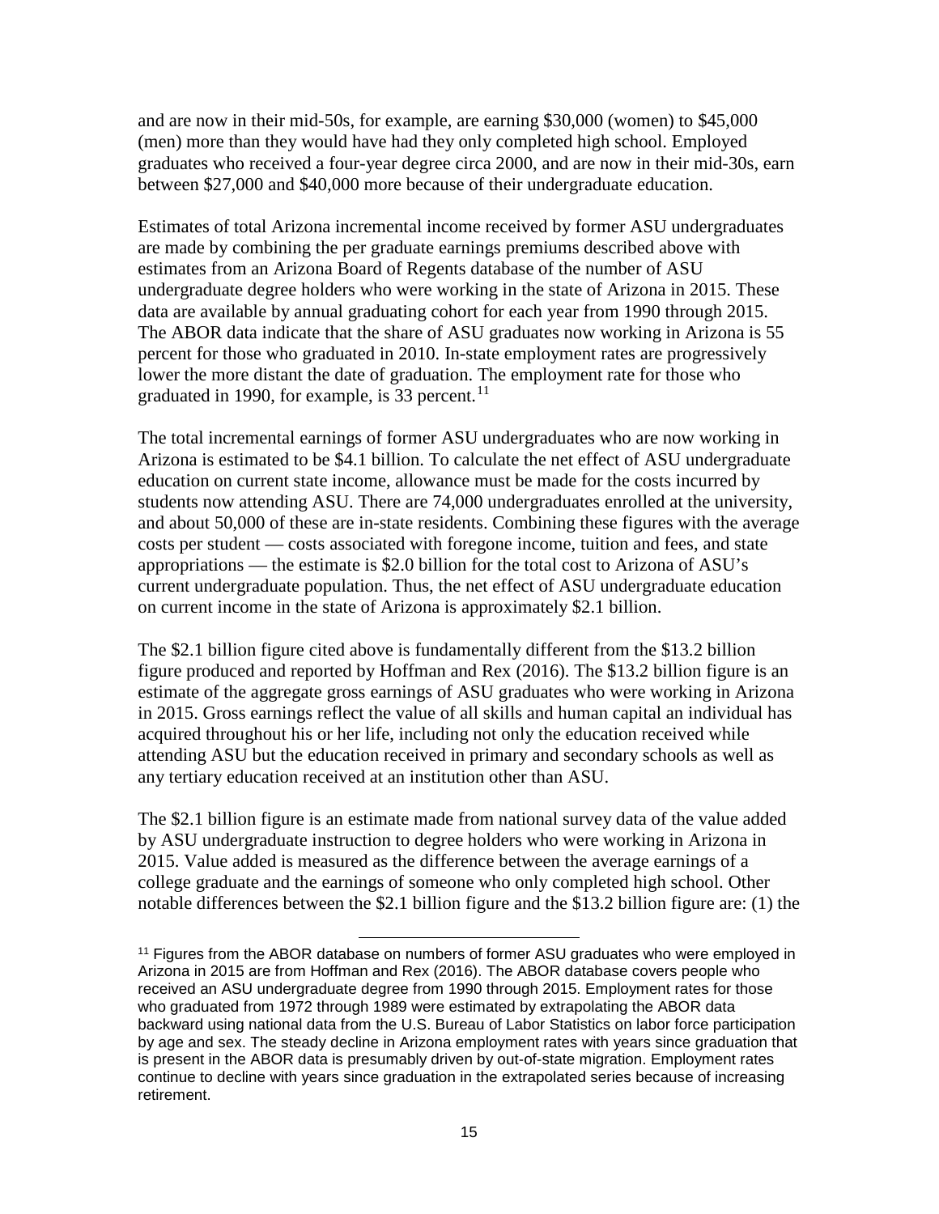and are now in their mid-50s, for example, are earning \$30,000 (women) to \$45,000 (men) more than they would have had they only completed high school. Employed graduates who received a four-year degree circa 2000, and are now in their mid-30s, earn between \$27,000 and \$40,000 more because of their undergraduate education.

Estimates of total Arizona incremental income received by former ASU undergraduates are made by combining the per graduate earnings premiums described above with estimates from an Arizona Board of Regents database of the number of ASU undergraduate degree holders who were working in the state of Arizona in 2015. These data are available by annual graduating cohort for each year from 1990 through 2015. The ABOR data indicate that the share of ASU graduates now working in Arizona is 55 percent for those who graduated in 2010. In-state employment rates are progressively lower the more distant the date of graduation. The employment rate for those who graduated in 1990, for example, is 33 percent.[11]

The total incremental earnings of former ASU undergraduates who are now working in Arizona is estimated to be \$4.1 billion. To calculate the net effect of ASU undergraduate education on current state income, allowance must be made for the costs incurred by students now attending ASU. There are 74,000 undergraduates enrolled at the university, and about 50,000 of these are in-state residents. Combining these figures with the average costs per student — costs associated with foregone income, tuition and fees, and state appropriations — the estimate is \$2.0 billion for the total cost to Arizona of ASU's current undergraduate population. Thus, the net effect of ASU undergraduate education on current income in the state of Arizona is approximately \$2.1 billion.

The \$2.1 billion figure cited above is fundamentally different from the \$13.2 billion figure produced and reported by Hoffman and Rex (2016). The \$13.2 billion figure is an estimate of the aggregate gross earnings of ASU graduates who were working in Arizona in 2015. Gross earnings reflect the value of all skills and human capital an individual has acquired throughout his or her life, including not only the education received while attending ASU but the education received in primary and secondary schools as well as any tertiary education received at an institution other than ASU.

The \$2.1 billion figure is an estimate made from national survey data of the value added by ASU undergraduate instruction to degree holders who were working in Arizona in 2015. Value added is measured as the difference between the average earnings of a college graduate and the earnings of someone who only completed high school. Other notable differences between the \$2.1 billion figure and the \$13.2 billion figure are: (1) the

---

[11] Figures from the ABOR database on numbers of former ASU graduates who were employed in Arizona in 2015 are from Hoffman and Rex (2016). The ABOR database covers people who received an ASU undergraduate degree from 1990 through 2015. Employment rates for those who graduated from 1972 through 1989 were estimated by extrapolating the ABOR data backward using national data from the U.S. Bureau of Labor Statistics on labor force participation by age and sex. The steady decline in Arizona employment rates with years since graduation that is present in the ABOR data is presumably driven by out-of-state migration. Employment rates continue to decline with years since graduation in the extrapolated series because of increasing retirement.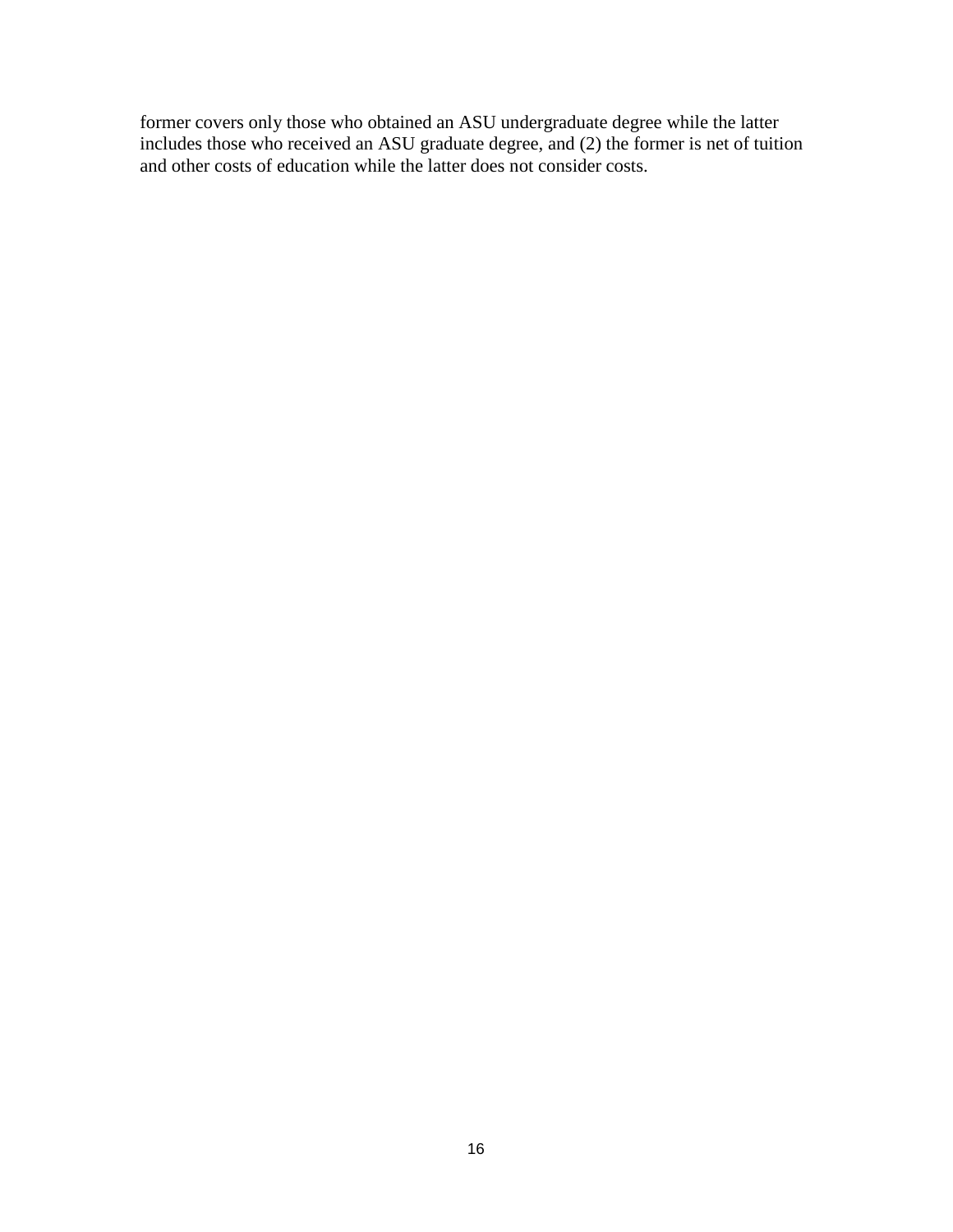former covers only those who obtained an ASU undergraduate degree while the latter includes those who received an ASU graduate degree, and (2) the former is net of tuition and other costs of education while the latter does not consider costs.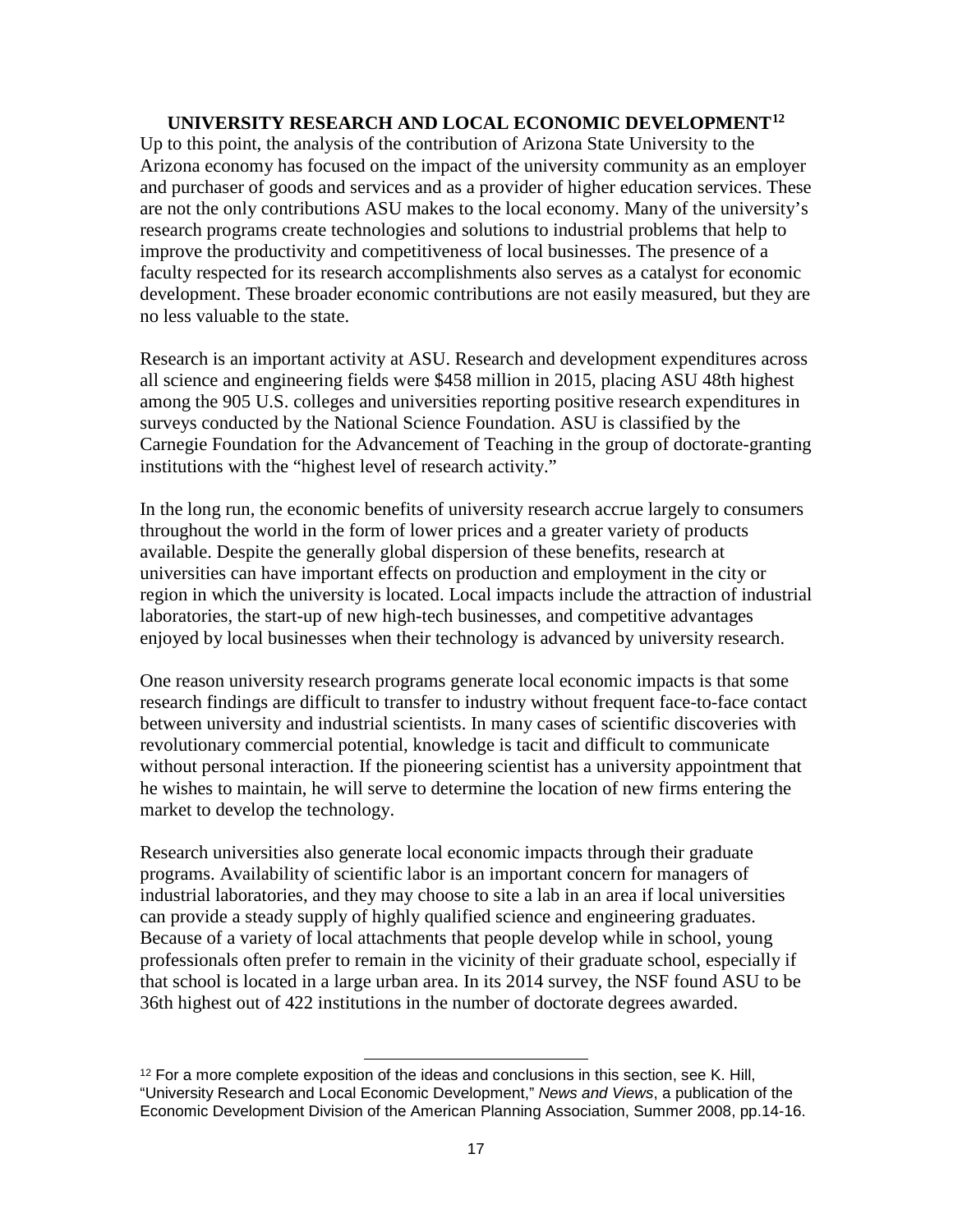## UNIVERSITY RESEARCH AND LOCAL ECONOMIC DEVELOPMENT[12]

Up to this point, the analysis of the contribution of Arizona State University to the Arizona economy has focused on the impact of the university community as an employer and purchaser of goods and services and as a provider of higher education services. These are not the only contributions ASU makes to the local economy. Many of the university's research programs create technologies and solutions to industrial problems that help to improve the productivity and competitiveness of local businesses. The presence of a faculty respected for its research accomplishments also serves as a catalyst for economic development. These broader economic contributions are not easily measured, but they are no less valuable to the state.

Research is an important activity at ASU. Research and development expenditures across all science and engineering fields were $458 million in 2015, placing ASU 48th highest among the 905 U.S. colleges and universities reporting positive research expenditures in surveys conducted by the National Science Foundation. ASU is classified by the Carnegie Foundation for the Advancement of Teaching in the group of doctorate-granting institutions with the "highest level of research activity."

In the long run, the economic benefits of university research accrue largely to consumers throughout the world in the form of lower prices and a greater variety of products available. Despite the generally global dispersion of these benefits, research at universities can have important effects on production and employment in the city or region in which the university is located. Local impacts include the attraction of industrial laboratories, the start-up of new high-tech businesses, and competitive advantages enjoyed by local businesses when their technology is advanced by university research.

One reason university research programs generate local economic impacts is that some research findings are difficult to transfer to industry without frequent face-to-face contact between university and industrial scientists. In many cases of scientific discoveries with revolutionary commercial potential, knowledge is tacit and difficult to communicate without personal interaction. If the pioneering scientist has a university appointment that he wishes to maintain, he will serve to determine the location of new firms entering the market to develop the technology.

Research universities also generate local economic impacts through their graduate programs. Availability of scientific labor is an important concern for managers of industrial laboratories, and they may choose to site a lab in an area if local universities can provide a steady supply of highly qualified science and engineering graduates. Because of a variety of local attachments that people develop while in school, young professionals often prefer to remain in the vicinity of their graduate school, especially if that school is located in a large urban area. In its 2014 survey, the NSF found ASU to be 36th highest out of 422 institutions in the number of doctorate degrees awarded.

---

[12] For a more complete exposition of the ideas and conclusions in this section, see K. Hill, "University Research and Local Economic Development," *News and Views*, a publication of the Economic Development Division of the American Planning Association, Summer 2008, pp.14-16.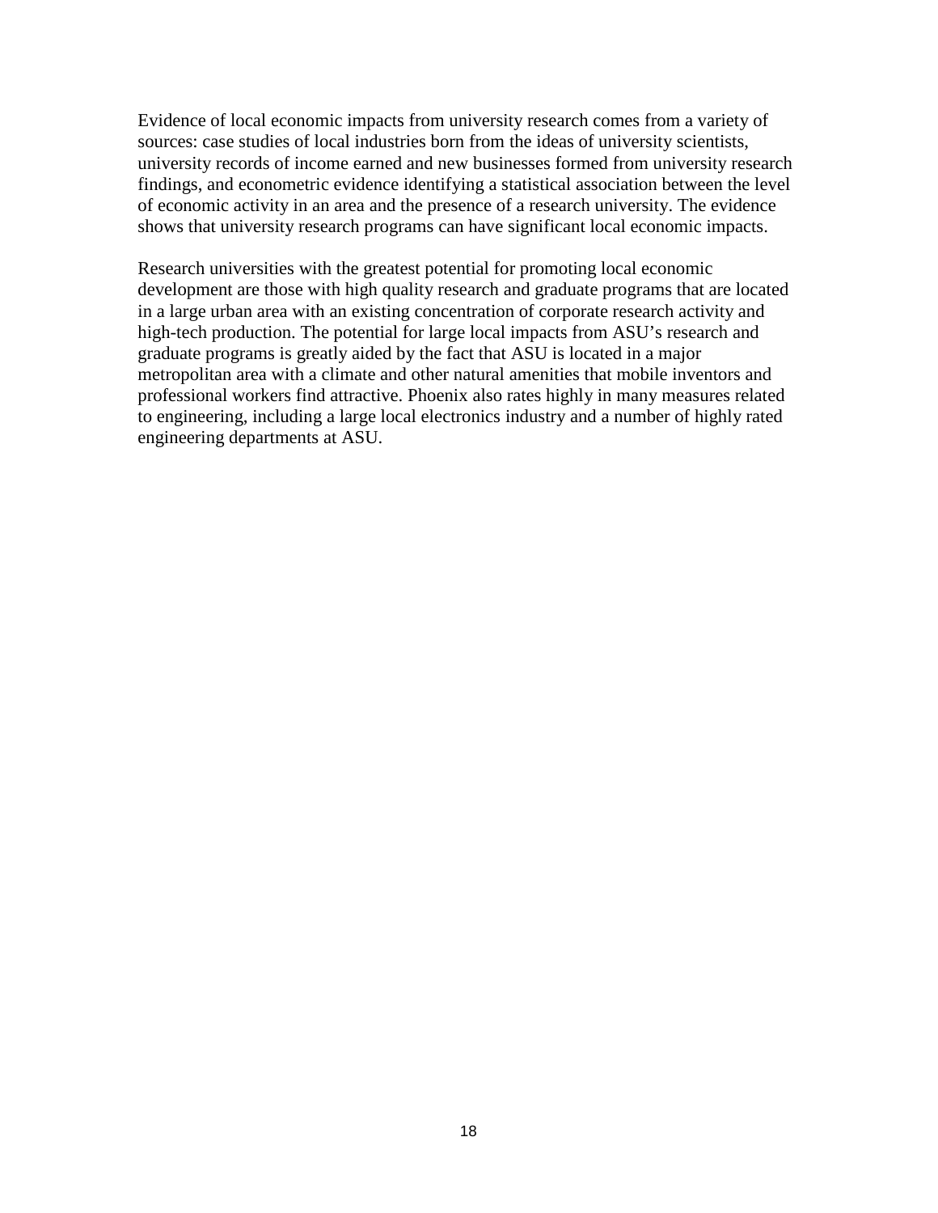Evidence of local economic impacts from university research comes from a variety of sources: case studies of local industries born from the ideas of university scientists, university records of income earned and new businesses formed from university research findings, and econometric evidence identifying a statistical association between the level of economic activity in an area and the presence of a research university. The evidence shows that university research programs can have significant local economic impacts.

Research universities with the greatest potential for promoting local economic development are those with high quality research and graduate programs that are located in a large urban area with an existing concentration of corporate research activity and high-tech production. The potential for large local impacts from ASU's research and graduate programs is greatly aided by the fact that ASU is located in a major metropolitan area with a climate and other natural amenities that mobile inventors and professional workers find attractive. Phoenix also rates highly in many measures related to engineering, including a large local electronics industry and a number of highly rated engineering departments at ASU.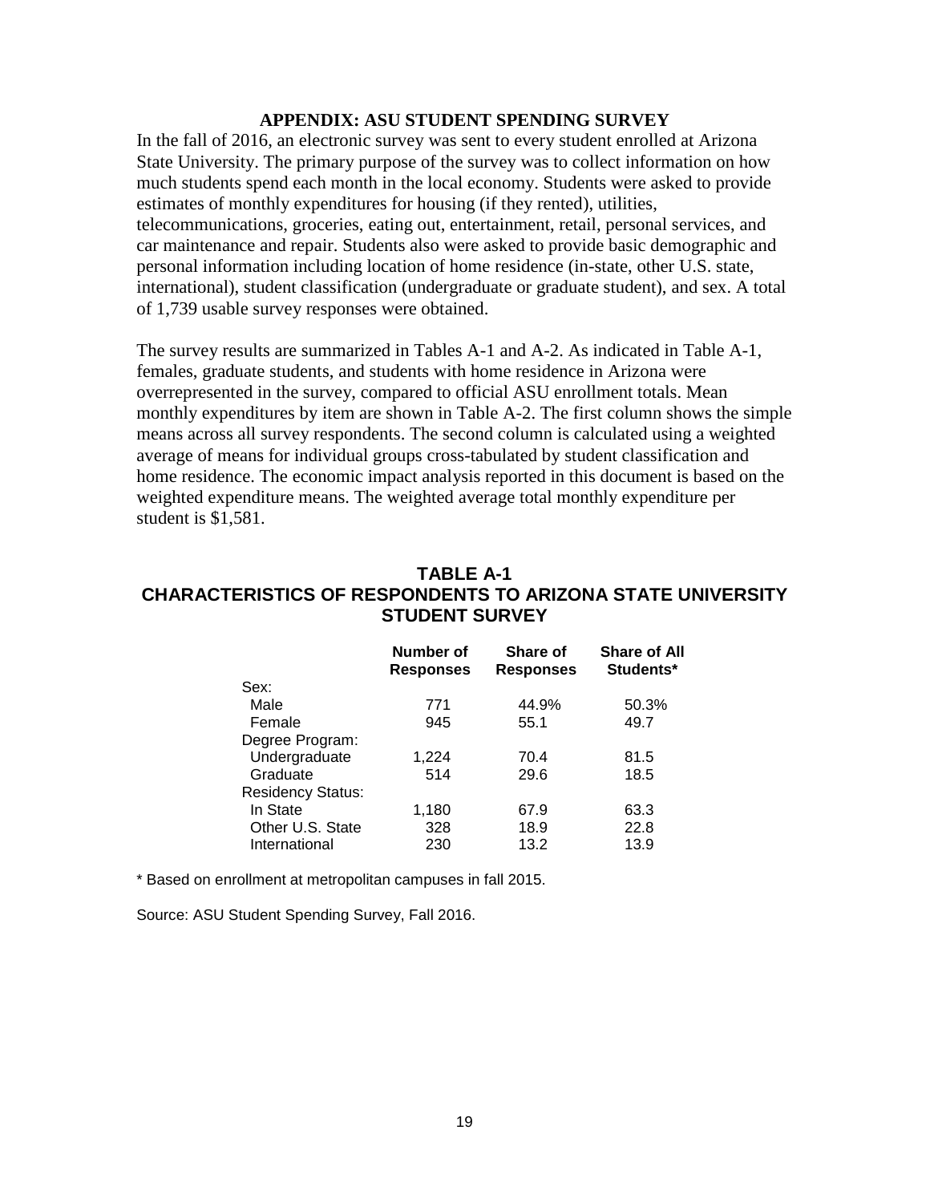## APPENDIX: ASU STUDENT SPENDING SURVEY

In the fall of 2016, an electronic survey was sent to every student enrolled at Arizona State University. The primary purpose of the survey was to collect information on how much students spend each month in the local economy. Students were asked to provide estimates of monthly expenditures for housing (if they rented), utilities, telecommunications, groceries, eating out, entertainment, retail, personal services, and car maintenance and repair. Students also were asked to provide basic demographic and personal information including location of home residence (in-state, other U.S. state, international), student classification (undergraduate or graduate student), and sex. A total of 1,739 usable survey responses were obtained.

The survey results are summarized in Tables A-1 and A-2. As indicated in Table A-1, females, graduate students, and students with home residence in Arizona were overrepresented in the survey, compared to official ASU enrollment totals. Mean monthly expenditures by item are shown in Table A-2. The first column shows the simple means across all survey respondents. The second column is calculated using a weighted average of means for individual groups cross-tabulated by student classification and home residence. The economic impact analysis reported in this document is based on the weighted expenditure means. The weighted average total monthly expenditure per student is $1,581.

### TABLE A-1
### CHARACTERISTICS OF RESPONDENTS TO ARIZONA STATE UNIVERSITY STUDENT SURVEY

| | Number of Responses | Share of Responses | Share of All Students* |
|---|---|---|---|
| Sex: | | | |
| Male | 771 | 44.9% | 50.3% |
| Female | 945 | 55.1 | 49.7 |
| Degree Program: | | | |
| Undergraduate | 1,224 | 70.4 | 81.5 |
| Graduate | 514 | 29.6 | 18.5 |
| Residency Status: | | | |
| In State | 1,180 | 67.9 | 63.3 |
| Other U.S. State | 328 | 18.9 | 22.8 |
| International | 230 | 13.2 | 13.9 |

* Based on enrollment at metropolitan campuses in fall 2015.

Source: ASU Student Spending Survey, Fall 2016.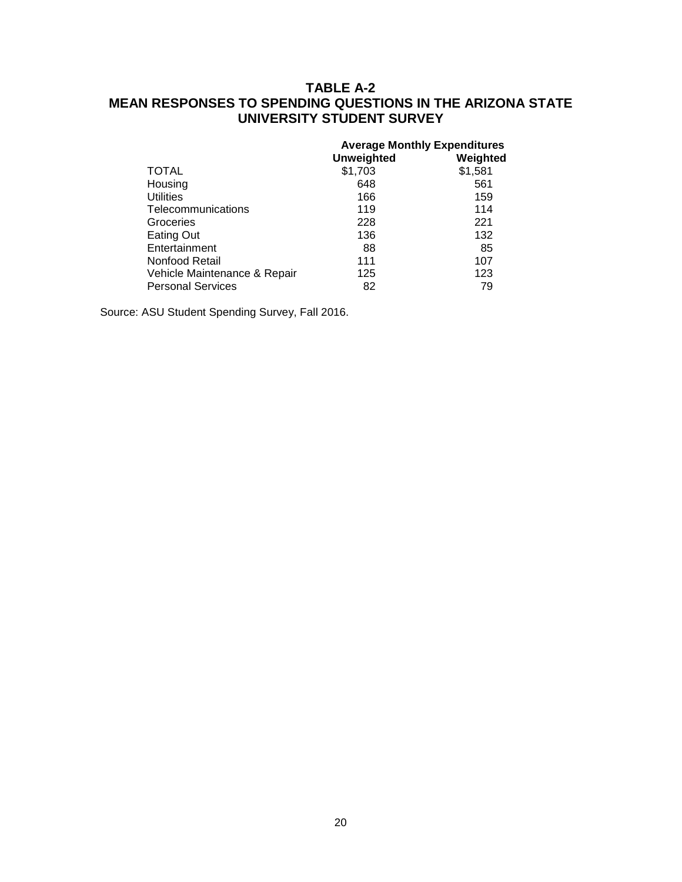## TABLE A-2
## MEAN RESPONSES TO SPENDING QUESTIONS IN THE ARIZONA STATE UNIVERSITY STUDENT SURVEY

| | Average Monthly Expenditures | |
|---|---|---|
| | Unweighted | Weighted |
| TOTAL | $1,703 | $1,581 |
| Housing | 648 | 561 |
| Utilities | 166 | 159 |
| Telecommunications | 119 | 114 |
| Groceries | 228 | 221 |
| Eating Out | 136 | 132 |
| Entertainment | 88 | 85 |
| Nonfood Retail | 111 | 107 |
| Vehicle Maintenance & Repair | 125 | 123 |
| Personal Services | 82 | 79 |

Source: ASU Student Spending Survey, Fall 2016.